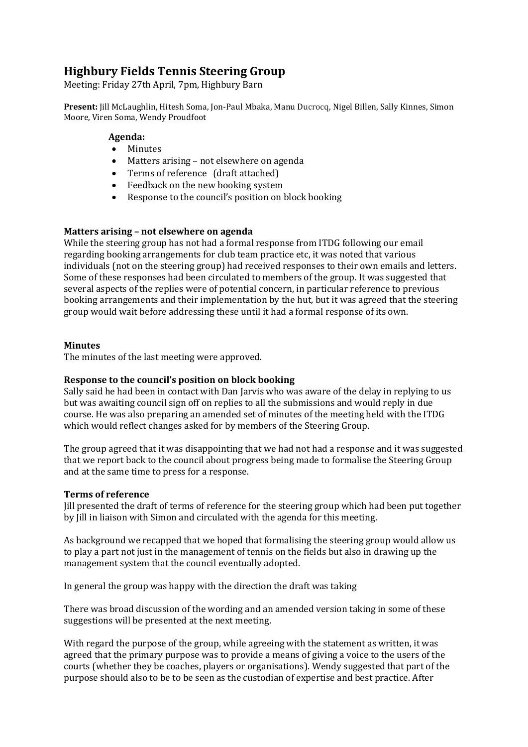# Highbury Fields Tennis Steering Group

Meeting: Friday 27th April, 7pm, Highbury Barn

**Present:** Jill McLaughlin, Hitesh Soma, Jon-Paul Mbaka, Manu Ducrocq, Nigel Billen, Sally Kinnes, Simon Moore, Viren Soma, Wendy Proudfoot

**Agenda:**

- Minutes
- Matters arising – not elsewhere on agenda
- Terms of reference (draft attached)
- Feedback on the new booking system
- Response to the council's position on block booking

### Matters arising – not elsewhere on agenda

While the steering group has not had a formal response from ITDG following our email regarding booking arrangements for club team practice etc, it was noted that various individuals (not on the steering group) had received responses to their own emails and letters. Some of these responses had been circulated to members of the group. It was suggested that several aspects of the replies were of potential concern, in particular reference to previous booking arrangements and their implementation by the hut, but it was agreed that the steering group would wait before addressing these until it had a formal response of its own.

### Minutes

The minutes of the last meeting were approved.

### Response to the council's position on block booking

Sally said he had been in contact with Dan Jarvis who was aware of the delay in replying to us but was awaiting council sign off on replies to all the submissions and would reply in due course. He was also preparing an amended set of minutes of the meeting held with the ITDG which would reflect changes asked for by members of the Steering Group.

The group agreed that it was disappointing that we had not had a response and it was suggested that we report back to the council about progress being made to formalise the Steering Group and at the same time to press for a response.

### Terms of reference

Jill presented the draft of terms of reference for the steering group which had been put together by Jill in liaison with Simon and circulated with the agenda for this meeting.

As background we recapped that we hoped that formalising the steering group would allow us to play a part not just in the management of tennis on the fields but also in drawing up the management system that the council eventually adopted.

In general the group was happy with the direction the draft was taking

There was broad discussion of the wording and an amended version taking in some of these suggestions will be presented at the next meeting.

With regard the purpose of the group, while agreeing with the statement as written, it was agreed that the primary purpose was to provide a means of giving a voice to the users of the courts (whether they be coaches, players or organisations). Wendy suggested that part of the purpose should also to be to be seen as the custodian of expertise and best practice. After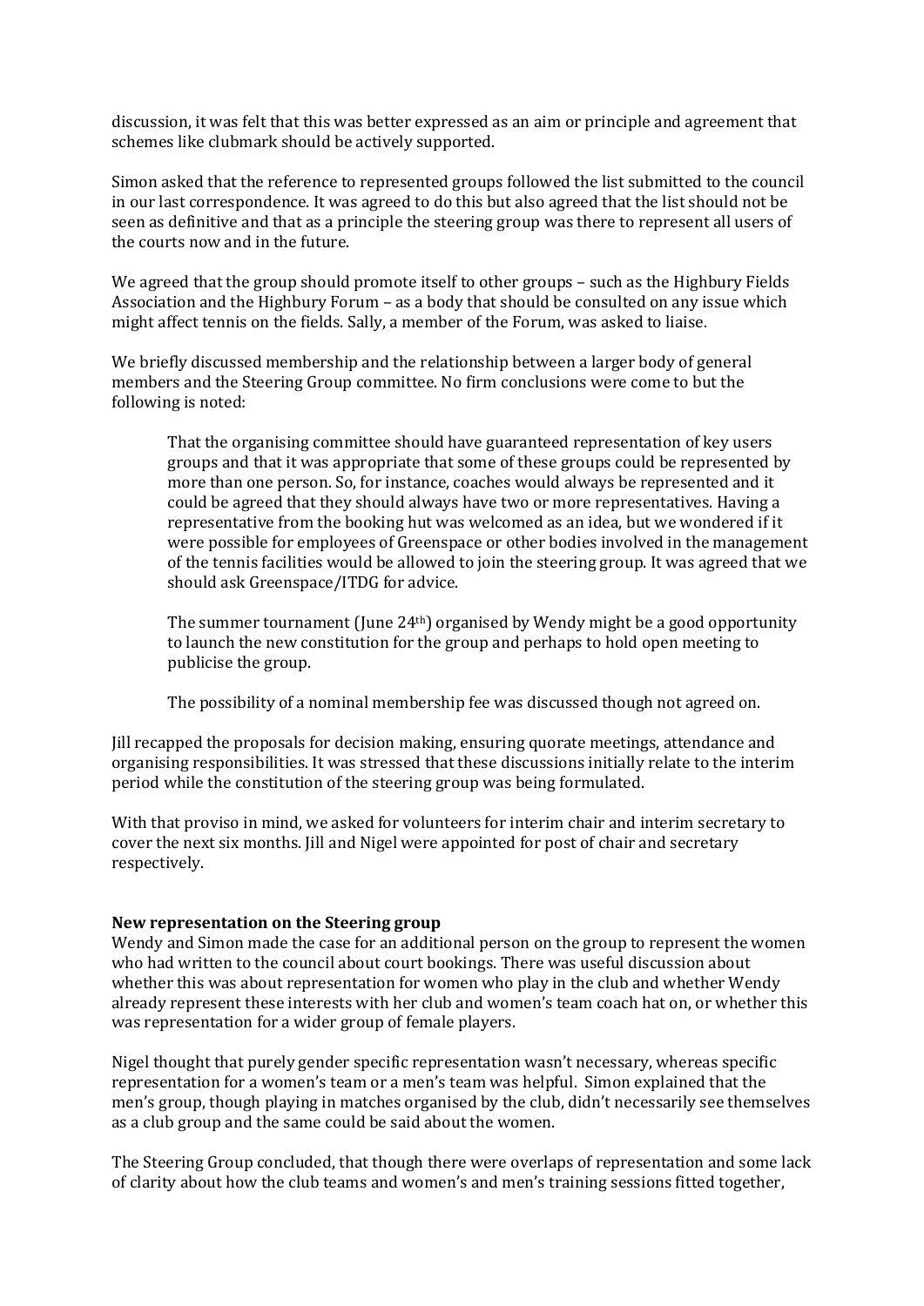discussion, it was felt that this was better expressed as an aim or principle and agreement that schemes like clubmark should be actively supported.

Simon asked that the reference to represented groups followed the list submitted to the council in our last correspondence. It was agreed to do this but also agreed that the list should not be seen as definitive and that as a principle the steering group was there to represent all users of the courts now and in the future.

We agreed that the group should promote itself to other groups – such as the Highbury Fields Association and the Highbury Forum – as a body that should be consulted on any issue which might affect tennis on the fields. Sally, a member of the Forum, was asked to liaise.

We briefly discussed membership and the relationship between a larger body of general members and the Steering Group committee. No firm conclusions were come to but the following is noted:

> That the organising committee should have guaranteed representation of key users groups and that it was appropriate that some of these groups could be represented by more than one person. So, for instance, coaches would always be represented and it could be agreed that they should always have two or more representatives. Having a representative from the booking hut was welcomed as an idea, but we wondered if it were possible for employees of Greenspace or other bodies involved in the management of the tennis facilities would be allowed to join the steering group. It was agreed that we should ask Greenspace/ITDG for advice.
>
> The summer tournament (June 24th) organised by Wendy might be a good opportunity to launch the new constitution for the group and perhaps to hold open meeting to publicise the group.
>
> The possibility of a nominal membership fee was discussed though not agreed on.

Jill recapped the proposals for decision making, ensuring quorate meetings, attendance and organising responsibilities. It was stressed that these discussions initially relate to the interim period while the constitution of the steering group was being formulated.

With that proviso in mind, we asked for volunteers for interim chair and interim secretary to cover the next six months. Jill and Nigel were appointed for post of chair and secretary respectively.

**New representation on the Steering group**

Wendy and Simon made the case for an additional person on the group to represent the women who had written to the council about court bookings. There was useful discussion about whether this was about representation for women who play in the club and whether Wendy already represent these interests with her club and women's team coach hat on, or whether this was representation for a wider group of female players.

Nigel thought that purely gender specific representation wasn't necessary, whereas specific representation for a women's team or a men's team was helpful. Simon explained that the men's group, though playing in matches organised by the club, didn't necessarily see themselves as a club group and the same could be said about the women.

The Steering Group concluded, that though there were overlaps of representation and some lack of clarity about how the club teams and women's and men's training sessions fitted together,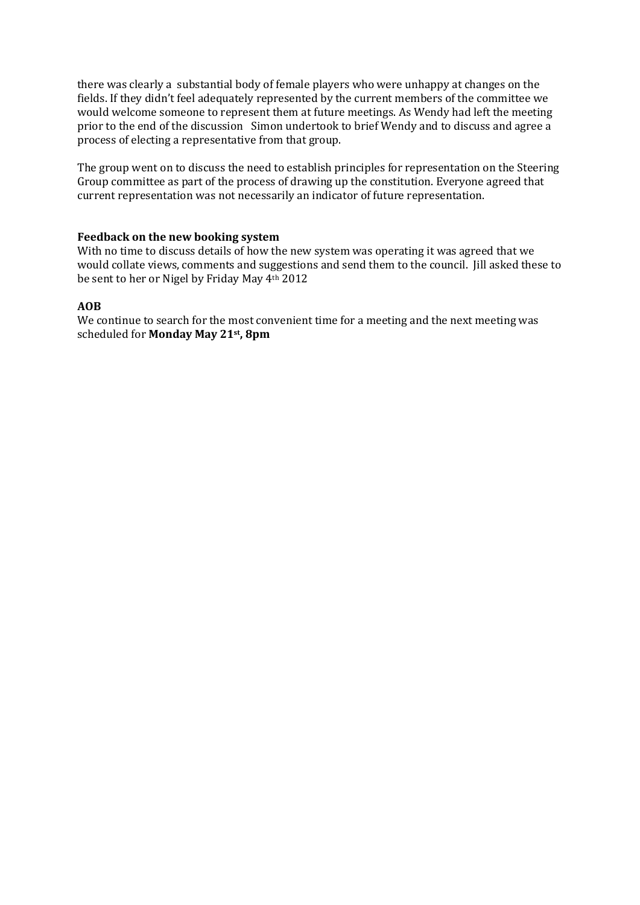there was clearly a substantial body of female players who were unhappy at changes on the fields. If they didn't feel adequately represented by the current members of the committee we would welcome someone to represent them at future meetings. As Wendy had left the meeting prior to the end of the discussion Simon undertook to brief Wendy and to discuss and agree a process of electing a representative from that group.

The group went on to discuss the need to establish principles for representation on the Steering Group committee as part of the process of drawing up the constitution. Everyone agreed that current representation was not necessarily an indicator of future representation.

**Feedback on the new booking system**

With no time to discuss details of how the new system was operating it was agreed that we would collate views, comments and suggestions and send them to the council. Jill asked these to be sent to her or Nigel by Friday May 4th 2012

**AOB**

We continue to search for the most convenient time for a meeting and the next meeting was scheduled for **Monday May 21st, 8pm**